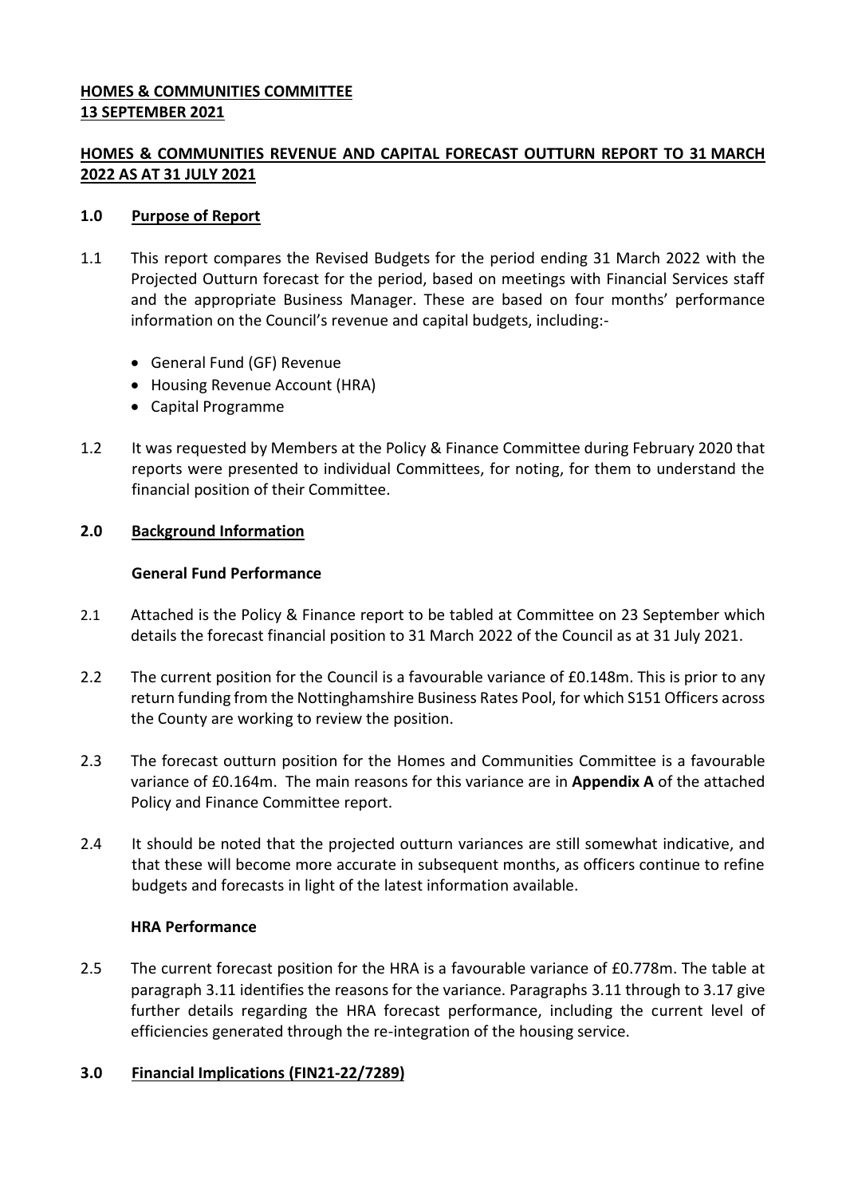**HOMES & COMMUNITIES COMMITTEE**
**13 SEPTEMBER 2021**

**HOMES & COMMUNITIES REVENUE AND CAPITAL FORECAST OUTTURN REPORT TO 31 MARCH 2022 AS AT 31 JULY 2021**

## 1.0 Purpose of Report

1.1 This report compares the Revised Budgets for the period ending 31 March 2022 with the Projected Outturn forecast for the period, based on meetings with Financial Services staff and the appropriate Business Manager. These are based on four months' performance information on the Council's revenue and capital budgets, including:-

- General Fund (GF) Revenue
- Housing Revenue Account (HRA)
- Capital Programme

1.2 It was requested by Members at the Policy & Finance Committee during February 2020 that reports were presented to individual Committees, for noting, for them to understand the financial position of their Committee.

## 2.0 Background Information

**General Fund Performance**

2.1 Attached is the Policy & Finance report to be tabled at Committee on 23 September which details the forecast financial position to 31 March 2022 of the Council as at 31 July 2021.

2.2 The current position for the Council is a favourable variance of £0.148m. This is prior to any return funding from the Nottinghamshire Business Rates Pool, for which S151 Officers across the County are working to review the position.

2.3 The forecast outturn position for the Homes and Communities Committee is a favourable variance of £0.164m. The main reasons for this variance are in **Appendix A** of the attached Policy and Finance Committee report.

2.4 It should be noted that the projected outturn variances are still somewhat indicative, and that these will become more accurate in subsequent months, as officers continue to refine budgets and forecasts in light of the latest information available.

**HRA Performance**

2.5 The current forecast position for the HRA is a favourable variance of £0.778m. The table at paragraph 3.11 identifies the reasons for the variance. Paragraphs 3.11 through to 3.17 give further details regarding the HRA forecast performance, including the current level of efficiencies generated through the re-integration of the housing service.

## 3.0 Financial Implications (FIN21-22/7289)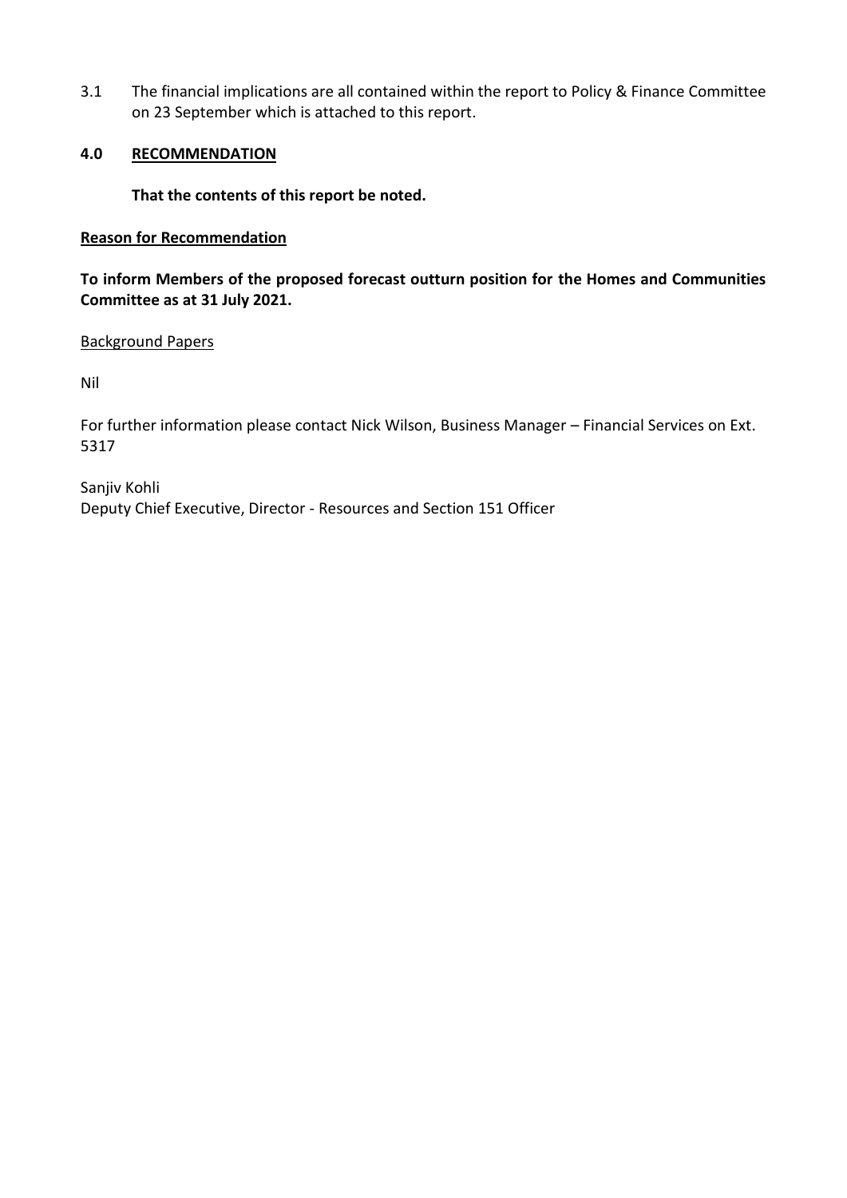3.1 The financial implications are all contained within the report to Policy & Finance Committee on 23 September which is attached to this report.

## 4.0 RECOMMENDATION

**That the contents of this report be noted.**

**Reason for Recommendation**

**To inform Members of the proposed forecast outturn position for the Homes and Communities Committee as at 31 July 2021.**

Background Papers

Nil

For further information please contact Nick Wilson, Business Manager – Financial Services on Ext. 5317

Sanjiv Kohli
Deputy Chief Executive, Director - Resources and Section 151 Officer